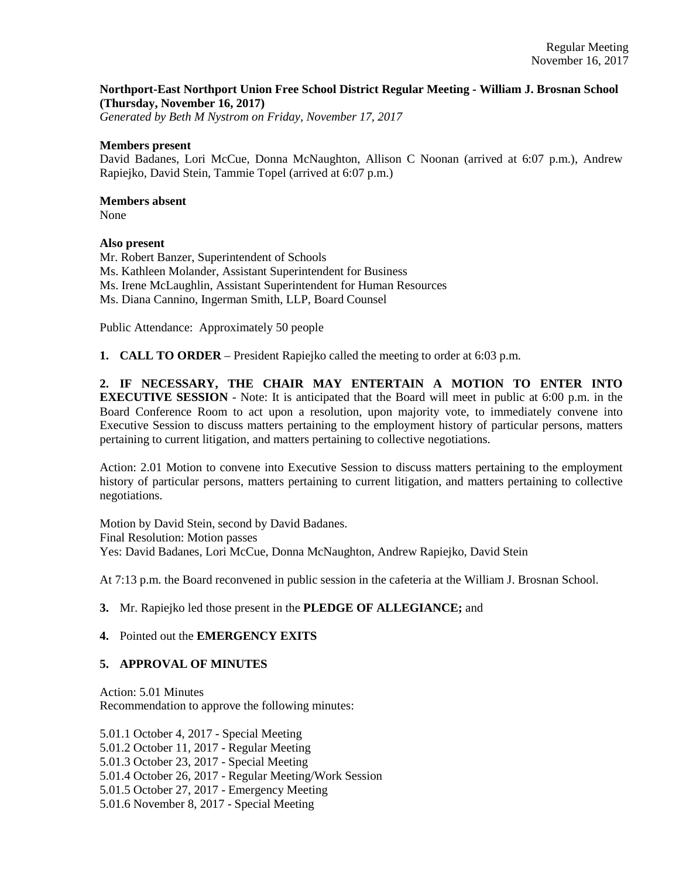**Northport-East Northport Union Free School District Regular Meeting - William J. Brosnan School (Thursday, November 16, 2017)**
*Generated by Beth M Nystrom on Friday, November 17, 2017*

**Members present**
David Badanes, Lori McCue, Donna McNaughton, Allison C Noonan (arrived at 6:07 p.m.), Andrew Rapiejko, David Stein, Tammie Topel (arrived at 6:07 p.m.)

**Members absent**
None

**Also present**
Mr. Robert Banzer, Superintendent of Schools
Ms. Kathleen Molander, Assistant Superintendent for Business
Ms. Irene McLaughlin, Assistant Superintendent for Human Resources
Ms. Diana Cannino, Ingerman Smith, LLP, Board Counsel

Public Attendance: Approximately 50 people

**1. CALL TO ORDER** – President Rapiejko called the meeting to order at 6:03 p.m.

**2. IF NECESSARY, THE CHAIR MAY ENTERTAIN A MOTION TO ENTER INTO EXECUTIVE SESSION** - Note: It is anticipated that the Board will meet in public at 6:00 p.m. in the Board Conference Room to act upon a resolution, upon majority vote, to immediately convene into Executive Session to discuss matters pertaining to the employment history of particular persons, matters pertaining to current litigation, and matters pertaining to collective negotiations.

Action: 2.01 Motion to convene into Executive Session to discuss matters pertaining to the employment history of particular persons, matters pertaining to current litigation, and matters pertaining to collective negotiations.

Motion by David Stein, second by David Badanes.
Final Resolution: Motion passes
Yes: David Badanes, Lori McCue, Donna McNaughton, Andrew Rapiejko, David Stein

At 7:13 p.m. the Board reconvened in public session in the cafeteria at the William J. Brosnan School.

**3.** Mr. Rapiejko led those present in the **PLEDGE OF ALLEGIANCE;** and

**4.** Pointed out the **EMERGENCY EXITS**

**5. APPROVAL OF MINUTES**

Action: 5.01 Minutes
Recommendation to approve the following minutes:

5.01.1 October 4, 2017 - Special Meeting
5.01.2 October 11, 2017 - Regular Meeting
5.01.3 October 23, 2017 - Special Meeting
5.01.4 October 26, 2017 - Regular Meeting/Work Session
5.01.5 October 27, 2017 - Emergency Meeting
5.01.6 November 8, 2017 - Special Meeting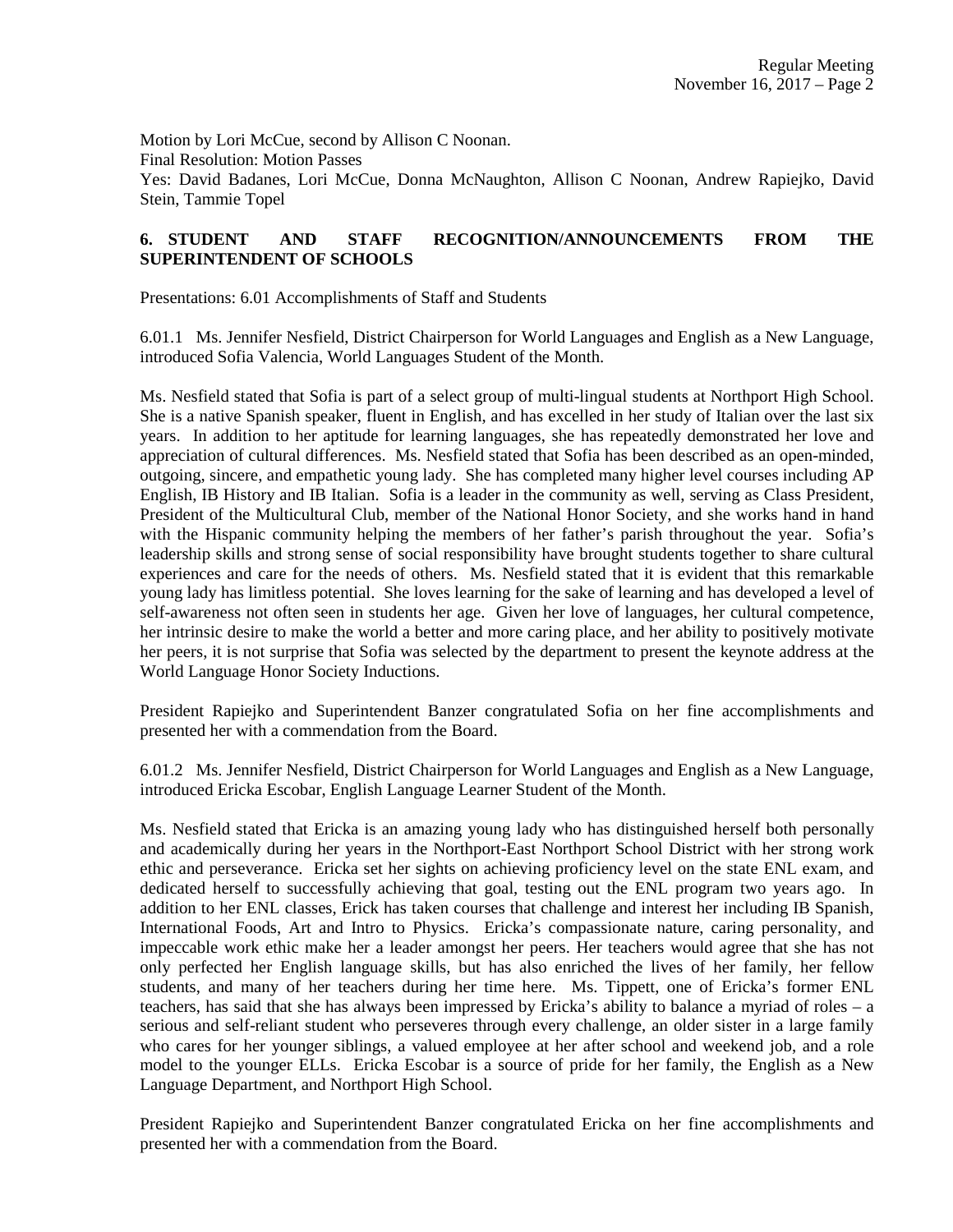Motion by Lori McCue, second by Allison C Noonan.
Final Resolution: Motion Passes
Yes: David Badanes, Lori McCue, Donna McNaughton, Allison C Noonan, Andrew Rapiejko, David Stein, Tammie Topel

**6. STUDENT AND STAFF RECOGNITION/ANNOUNCEMENTS FROM THE SUPERINTENDENT OF SCHOOLS**

Presentations: 6.01 Accomplishments of Staff and Students

6.01.1 Ms. Jennifer Nesfield, District Chairperson for World Languages and English as a New Language, introduced Sofia Valencia, World Languages Student of the Month.

Ms. Nesfield stated that Sofia is part of a select group of multi-lingual students at Northport High School. She is a native Spanish speaker, fluent in English, and has excelled in her study of Italian over the last six years. In addition to her aptitude for learning languages, she has repeatedly demonstrated her love and appreciation of cultural differences. Ms. Nesfield stated that Sofia has been described as an open-minded, outgoing, sincere, and empathetic young lady. She has completed many higher level courses including AP English, IB History and IB Italian. Sofia is a leader in the community as well, serving as Class President, President of the Multicultural Club, member of the National Honor Society, and she works hand in hand with the Hispanic community helping the members of her father's parish throughout the year. Sofia's leadership skills and strong sense of social responsibility have brought students together to share cultural experiences and care for the needs of others. Ms. Nesfield stated that it is evident that this remarkable young lady has limitless potential. She loves learning for the sake of learning and has developed a level of self-awareness not often seen in students her age. Given her love of languages, her cultural competence, her intrinsic desire to make the world a better and more caring place, and her ability to positively motivate her peers, it is not surprise that Sofia was selected by the department to present the keynote address at the World Language Honor Society Inductions.

President Rapiejko and Superintendent Banzer congratulated Sofia on her fine accomplishments and presented her with a commendation from the Board.

6.01.2 Ms. Jennifer Nesfield, District Chairperson for World Languages and English as a New Language, introduced Ericka Escobar, English Language Learner Student of the Month.

Ms. Nesfield stated that Ericka is an amazing young lady who has distinguished herself both personally and academically during her years in the Northport-East Northport School District with her strong work ethic and perseverance. Ericka set her sights on achieving proficiency level on the state ENL exam, and dedicated herself to successfully achieving that goal, testing out the ENL program two years ago. In addition to her ENL classes, Erick has taken courses that challenge and interest her including IB Spanish, International Foods, Art and Intro to Physics. Ericka's compassionate nature, caring personality, and impeccable work ethic make her a leader amongst her peers. Her teachers would agree that she has not only perfected her English language skills, but has also enriched the lives of her family, her fellow students, and many of her teachers during her time here. Ms. Tippett, one of Ericka's former ENL teachers, has said that she has always been impressed by Ericka's ability to balance a myriad of roles – a serious and self-reliant student who perseveres through every challenge, an older sister in a large family who cares for her younger siblings, a valued employee at her after school and weekend job, and a role model to the younger ELLs. Ericka Escobar is a source of pride for her family, the English as a New Language Department, and Northport High School.

President Rapiejko and Superintendent Banzer congratulated Ericka on her fine accomplishments and presented her with a commendation from the Board.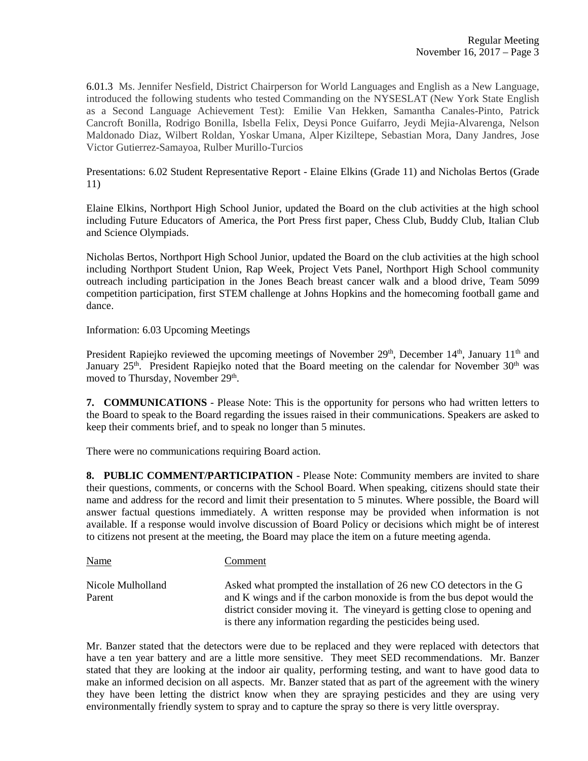6.01.3 Ms. Jennifer Nesfield, District Chairperson for World Languages and English as a New Language, introduced the following students who tested Commanding on the NYSESLAT (New York State English as a Second Language Achievement Test): Emilie Van Hekken, Samantha Canales-Pinto, Patrick Cancroft Bonilla, Rodrigo Bonilla, Isbella Felix, Deysi Ponce Guifarro, Jeydi Mejia-Alvarenga, Nelson Maldonado Diaz, Wilbert Roldan, Yoskar Umana, Alper Kiziltepe, Sebastian Mora, Dany Jandres, Jose Victor Gutierrez-Samayoa, Rulber Murillo-Turcios

Presentations: 6.02 Student Representative Report - Elaine Elkins (Grade 11) and Nicholas Bertos (Grade 11)

Elaine Elkins, Northport High School Junior, updated the Board on the club activities at the high school including Future Educators of America, the Port Press first paper, Chess Club, Buddy Club, Italian Club and Science Olympiads.

Nicholas Bertos, Northport High School Junior, updated the Board on the club activities at the high school including Northport Student Union, Rap Week, Project Vets Panel, Northport High School community outreach including participation in the Jones Beach breast cancer walk and a blood drive, Team 5099 competition participation, first STEM challenge at Johns Hopkins and the homecoming football game and dance.

Information: 6.03 Upcoming Meetings

President Rapiejko reviewed the upcoming meetings of November 29th, December 14th, January 11th and January 25th. President Rapiejko noted that the Board meeting on the calendar for November 30th was moved to Thursday, November 29th.

**7. COMMUNICATIONS** - Please Note: This is the opportunity for persons who had written letters to the Board to speak to the Board regarding the issues raised in their communications. Speakers are asked to keep their comments brief, and to speak no longer than 5 minutes.

There were no communications requiring Board action.

**8. PUBLIC COMMENT/PARTICIPATION** - Please Note: Community members are invited to share their questions, comments, or concerns with the School Board. When speaking, citizens should state their name and address for the record and limit their presentation to 5 minutes. Where possible, the Board will answer factual questions immediately. A written response may be provided when information is not available. If a response would involve discussion of Board Policy or decisions which might be of interest to citizens not present at the meeting, the Board may place the item on a future meeting agenda.

| Name | Comment |
|---|---|
| Nicole Mulholland<br>Parent | Asked what prompted the installation of 26 new CO detectors in the G and K wings and if the carbon monoxide is from the bus depot would the district consider moving it. The vineyard is getting close to opening and is there any information regarding the pesticides being used. |

Mr. Banzer stated that the detectors were due to be replaced and they were replaced with detectors that have a ten year battery and are a little more sensitive. They meet SED recommendations. Mr. Banzer stated that they are looking at the indoor air quality, performing testing, and want to have good data to make an informed decision on all aspects. Mr. Banzer stated that as part of the agreement with the winery they have been letting the district know when they are spraying pesticides and they are using very environmentally friendly system to spray and to capture the spray so there is very little overspray.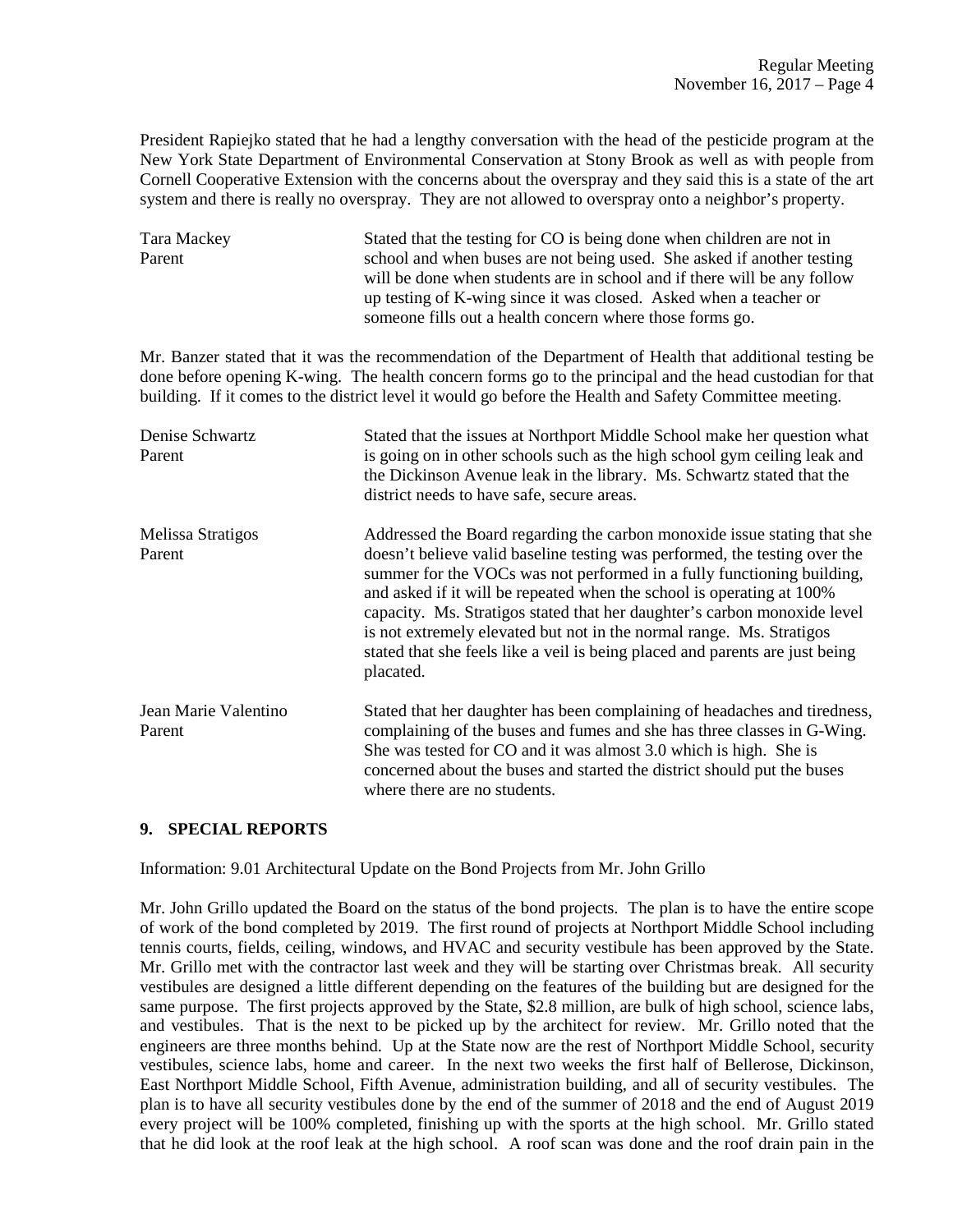President Rapiejko stated that he had a lengthy conversation with the head of the pesticide program at the New York State Department of Environmental Conservation at Stony Brook as well as with people from Cornell Cooperative Extension with the concerns about the overspray and they said this is a state of the art system and there is really no overspray. They are not allowed to overspray onto a neighbor's property.

Tara Mackey
Parent

Stated that the testing for CO is being done when children are not in school and when buses are not being used. She asked if another testing will be done when students are in school and if there will be any follow up testing of K-wing since it was closed. Asked when a teacher or someone fills out a health concern where those forms go.

Mr. Banzer stated that it was the recommendation of the Department of Health that additional testing be done before opening K-wing. The health concern forms go to the principal and the head custodian for that building. If it comes to the district level it would go before the Health and Safety Committee meeting.

Denise Schwartz
Parent

Stated that the issues at Northport Middle School make her question what is going on in other schools such as the high school gym ceiling leak and the Dickinson Avenue leak in the library. Ms. Schwartz stated that the district needs to have safe, secure areas.

Melissa Stratigos
Parent

Addressed the Board regarding the carbon monoxide issue stating that she doesn't believe valid baseline testing was performed, the testing over the summer for the VOCs was not performed in a fully functioning building, and asked if it will be repeated when the school is operating at 100% capacity. Ms. Stratigos stated that her daughter's carbon monoxide level is not extremely elevated but not in the normal range. Ms. Stratigos stated that she feels like a veil is being placed and parents are just being placated.

Jean Marie Valentino
Parent

Stated that her daughter has been complaining of headaches and tiredness, complaining of the buses and fumes and she has three classes in G-Wing. She was tested for CO and it was almost 3.0 which is high. She is concerned about the buses and started the district should put the buses where there are no students.

## 9. SPECIAL REPORTS

Information: 9.01 Architectural Update on the Bond Projects from Mr. John Grillo

Mr. John Grillo updated the Board on the status of the bond projects. The plan is to have the entire scope of work of the bond completed by 2019. The first round of projects at Northport Middle School including tennis courts, fields, ceiling, windows, and HVAC and security vestibule has been approved by the State. Mr. Grillo met with the contractor last week and they will be starting over Christmas break. All security vestibules are designed a little different depending on the features of the building but are designed for the same purpose. The first projects approved by the State, \$2.8 million, are bulk of high school, science labs, and vestibules. That is the next to be picked up by the architect for review. Mr. Grillo noted that the engineers are three months behind. Up at the State now are the rest of Northport Middle School, security vestibules, science labs, home and career. In the next two weeks the first half of Bellerose, Dickinson, East Northport Middle School, Fifth Avenue, administration building, and all of security vestibules. The plan is to have all security vestibules done by the end of the summer of 2018 and the end of August 2019 every project will be 100% completed, finishing up with the sports at the high school. Mr. Grillo stated that he did look at the roof leak at the high school. A roof scan was done and the roof drain pain in the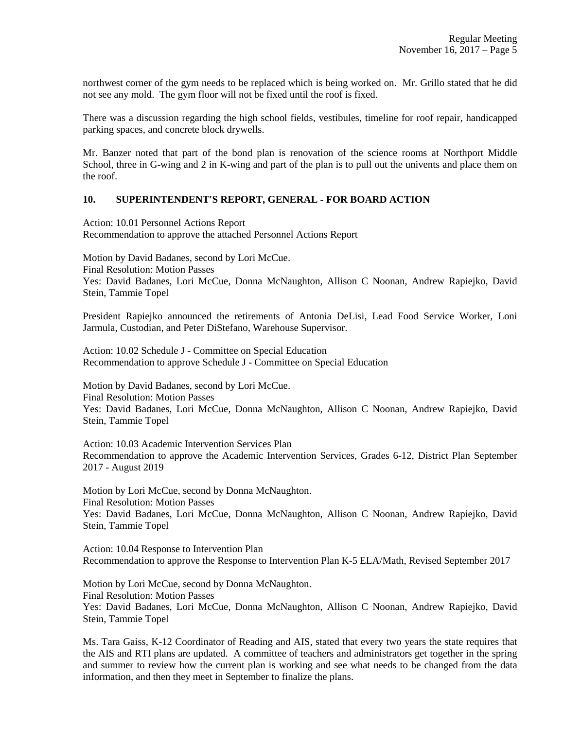northwest corner of the gym needs to be replaced which is being worked on. Mr. Grillo stated that he did not see any mold. The gym floor will not be fixed until the roof is fixed.

There was a discussion regarding the high school fields, vestibules, timeline for roof repair, handicapped parking spaces, and concrete block drywells.

Mr. Banzer noted that part of the bond plan is renovation of the science rooms at Northport Middle School, three in G-wing and 2 in K-wing and part of the plan is to pull out the univents and place them on the roof.

## 10. SUPERINTENDENT'S REPORT, GENERAL - FOR BOARD ACTION

Action: 10.01 Personnel Actions Report
Recommendation to approve the attached Personnel Actions Report

Motion by David Badanes, second by Lori McCue.
Final Resolution: Motion Passes
Yes: David Badanes, Lori McCue, Donna McNaughton, Allison C Noonan, Andrew Rapiejko, David Stein, Tammie Topel

President Rapiejko announced the retirements of Antonia DeLisi, Lead Food Service Worker, Loni Jarmula, Custodian, and Peter DiStefano, Warehouse Supervisor.

Action: 10.02 Schedule J - Committee on Special Education
Recommendation to approve Schedule J - Committee on Special Education

Motion by David Badanes, second by Lori McCue.
Final Resolution: Motion Passes
Yes: David Badanes, Lori McCue, Donna McNaughton, Allison C Noonan, Andrew Rapiejko, David Stein, Tammie Topel

Action: 10.03 Academic Intervention Services Plan
Recommendation to approve the Academic Intervention Services, Grades 6-12, District Plan September 2017 - August 2019

Motion by Lori McCue, second by Donna McNaughton.
Final Resolution: Motion Passes
Yes: David Badanes, Lori McCue, Donna McNaughton, Allison C Noonan, Andrew Rapiejko, David Stein, Tammie Topel

Action: 10.04 Response to Intervention Plan
Recommendation to approve the Response to Intervention Plan K-5 ELA/Math, Revised September 2017

Motion by Lori McCue, second by Donna McNaughton.
Final Resolution: Motion Passes
Yes: David Badanes, Lori McCue, Donna McNaughton, Allison C Noonan, Andrew Rapiejko, David Stein, Tammie Topel

Ms. Tara Gaiss, K-12 Coordinator of Reading and AIS, stated that every two years the state requires that the AIS and RTI plans are updated. A committee of teachers and administrators get together in the spring and summer to review how the current plan is working and see what needs to be changed from the data information, and then they meet in September to finalize the plans.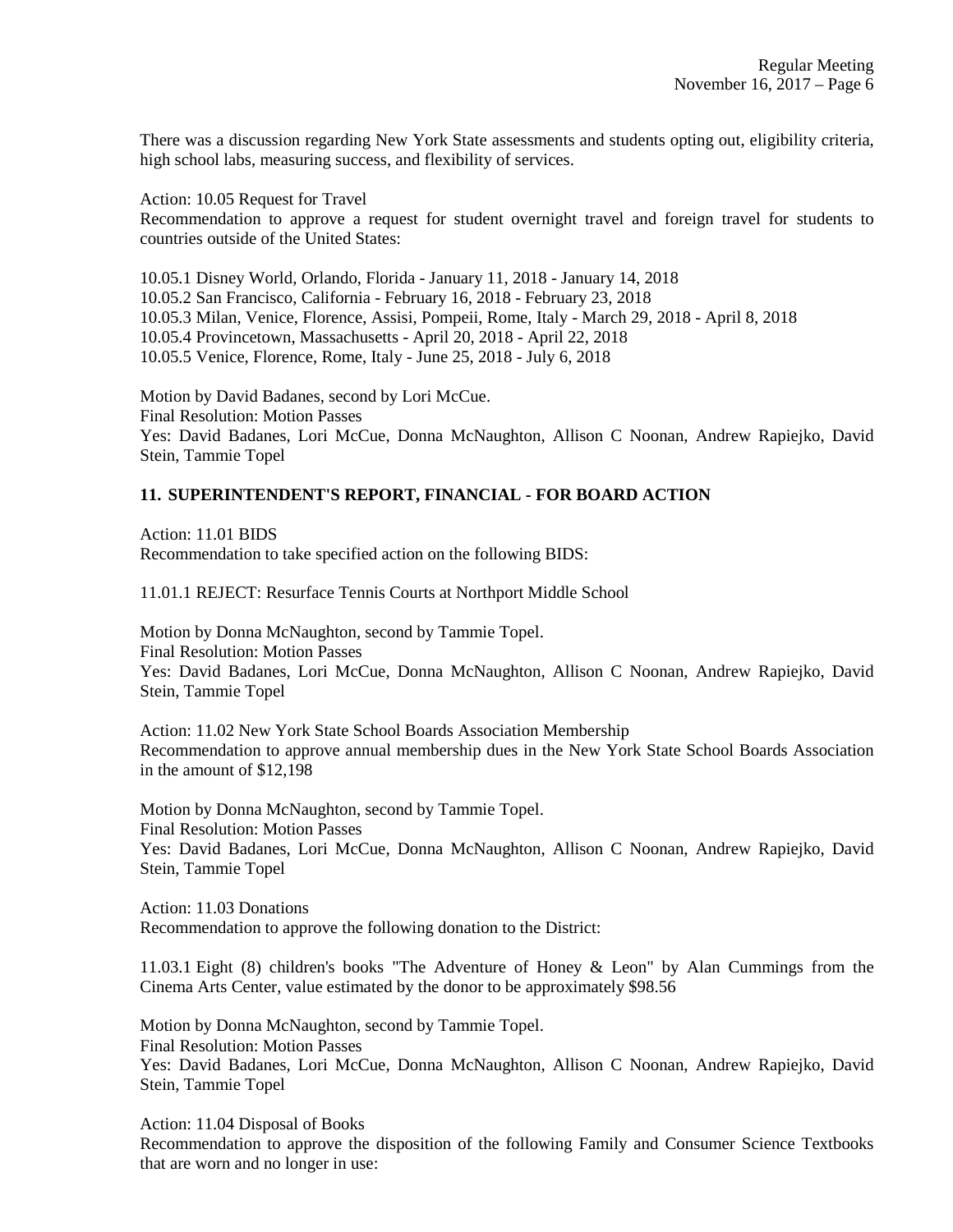There was a discussion regarding New York State assessments and students opting out, eligibility criteria, high school labs, measuring success, and flexibility of services.

Action: 10.05 Request for Travel
Recommendation to approve a request for student overnight travel and foreign travel for students to countries outside of the United States:

10.05.1 Disney World, Orlando, Florida - January 11, 2018 - January 14, 2018
10.05.2 San Francisco, California - February 16, 2018 - February 23, 2018
10.05.3 Milan, Venice, Florence, Assisi, Pompeii, Rome, Italy - March 29, 2018 - April 8, 2018
10.05.4 Provincetown, Massachusetts - April 20, 2018 - April 22, 2018
10.05.5 Venice, Florence, Rome, Italy - June 25, 2018 - July 6, 2018

Motion by David Badanes, second by Lori McCue.
Final Resolution: Motion Passes
Yes: David Badanes, Lori McCue, Donna McNaughton, Allison C Noonan, Andrew Rapiejko, David Stein, Tammie Topel

## 11. SUPERINTENDENT'S REPORT, FINANCIAL - FOR BOARD ACTION

Action: 11.01 BIDS
Recommendation to take specified action on the following BIDS:

11.01.1 REJECT: Resurface Tennis Courts at Northport Middle School

Motion by Donna McNaughton, second by Tammie Topel.
Final Resolution: Motion Passes
Yes: David Badanes, Lori McCue, Donna McNaughton, Allison C Noonan, Andrew Rapiejko, David Stein, Tammie Topel

Action: 11.02 New York State School Boards Association Membership
Recommendation to approve annual membership dues in the New York State School Boards Association in the amount of $12,198

Motion by Donna McNaughton, second by Tammie Topel.
Final Resolution: Motion Passes
Yes: David Badanes, Lori McCue, Donna McNaughton, Allison C Noonan, Andrew Rapiejko, David Stein, Tammie Topel

Action: 11.03 Donations
Recommendation to approve the following donation to the District:

11.03.1 Eight (8) children's books "The Adventure of Honey & Leon" by Alan Cummings from the Cinema Arts Center, value estimated by the donor to be approximately $98.56

Motion by Donna McNaughton, second by Tammie Topel.
Final Resolution: Motion Passes
Yes: David Badanes, Lori McCue, Donna McNaughton, Allison C Noonan, Andrew Rapiejko, David Stein, Tammie Topel

Action: 11.04 Disposal of Books
Recommendation to approve the disposition of the following Family and Consumer Science Textbooks that are worn and no longer in use: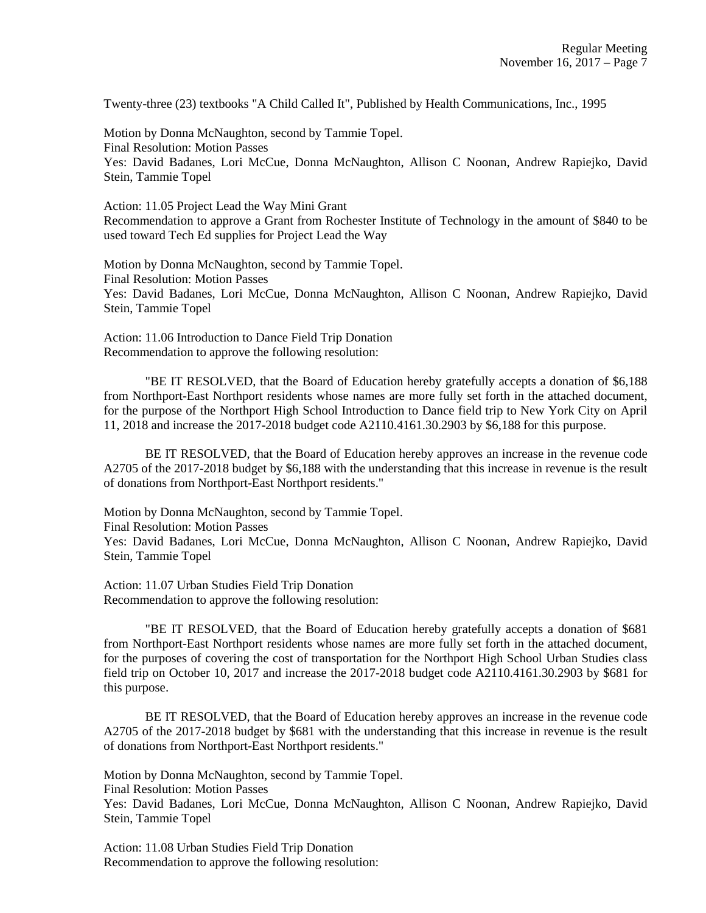Twenty-three (23) textbooks "A Child Called It", Published by Health Communications, Inc., 1995

Motion by Donna McNaughton, second by Tammie Topel.
Final Resolution: Motion Passes
Yes: David Badanes, Lori McCue, Donna McNaughton, Allison C Noonan, Andrew Rapiejko, David Stein, Tammie Topel

Action: 11.05 Project Lead the Way Mini Grant
Recommendation to approve a Grant from Rochester Institute of Technology in the amount of $840 to be used toward Tech Ed supplies for Project Lead the Way

Motion by Donna McNaughton, second by Tammie Topel.
Final Resolution: Motion Passes
Yes: David Badanes, Lori McCue, Donna McNaughton, Allison C Noonan, Andrew Rapiejko, David Stein, Tammie Topel

Action: 11.06 Introduction to Dance Field Trip Donation
Recommendation to approve the following resolution:

"BE IT RESOLVED, that the Board of Education hereby gratefully accepts a donation of $6,188 from Northport-East Northport residents whose names are more fully set forth in the attached document, for the purpose of the Northport High School Introduction to Dance field trip to New York City on April 11, 2018 and increase the 2017-2018 budget code A2110.4161.30.2903 by $6,188 for this purpose.

BE IT RESOLVED, that the Board of Education hereby approves an increase in the revenue code A2705 of the 2017-2018 budget by $6,188 with the understanding that this increase in revenue is the result of donations from Northport-East Northport residents."

Motion by Donna McNaughton, second by Tammie Topel.
Final Resolution: Motion Passes
Yes: David Badanes, Lori McCue, Donna McNaughton, Allison C Noonan, Andrew Rapiejko, David Stein, Tammie Topel

Action: 11.07 Urban Studies Field Trip Donation
Recommendation to approve the following resolution:

"BE IT RESOLVED, that the Board of Education hereby gratefully accepts a donation of $681 from Northport-East Northport residents whose names are more fully set forth in the attached document, for the purposes of covering the cost of transportation for the Northport High School Urban Studies class field trip on October 10, 2017 and increase the 2017-2018 budget code A2110.4161.30.2903 by $681 for this purpose.

BE IT RESOLVED, that the Board of Education hereby approves an increase in the revenue code A2705 of the 2017-2018 budget by $681 with the understanding that this increase in revenue is the result of donations from Northport-East Northport residents."

Motion by Donna McNaughton, second by Tammie Topel.
Final Resolution: Motion Passes
Yes: David Badanes, Lori McCue, Donna McNaughton, Allison C Noonan, Andrew Rapiejko, David Stein, Tammie Topel

Action: 11.08 Urban Studies Field Trip Donation
Recommendation to approve the following resolution: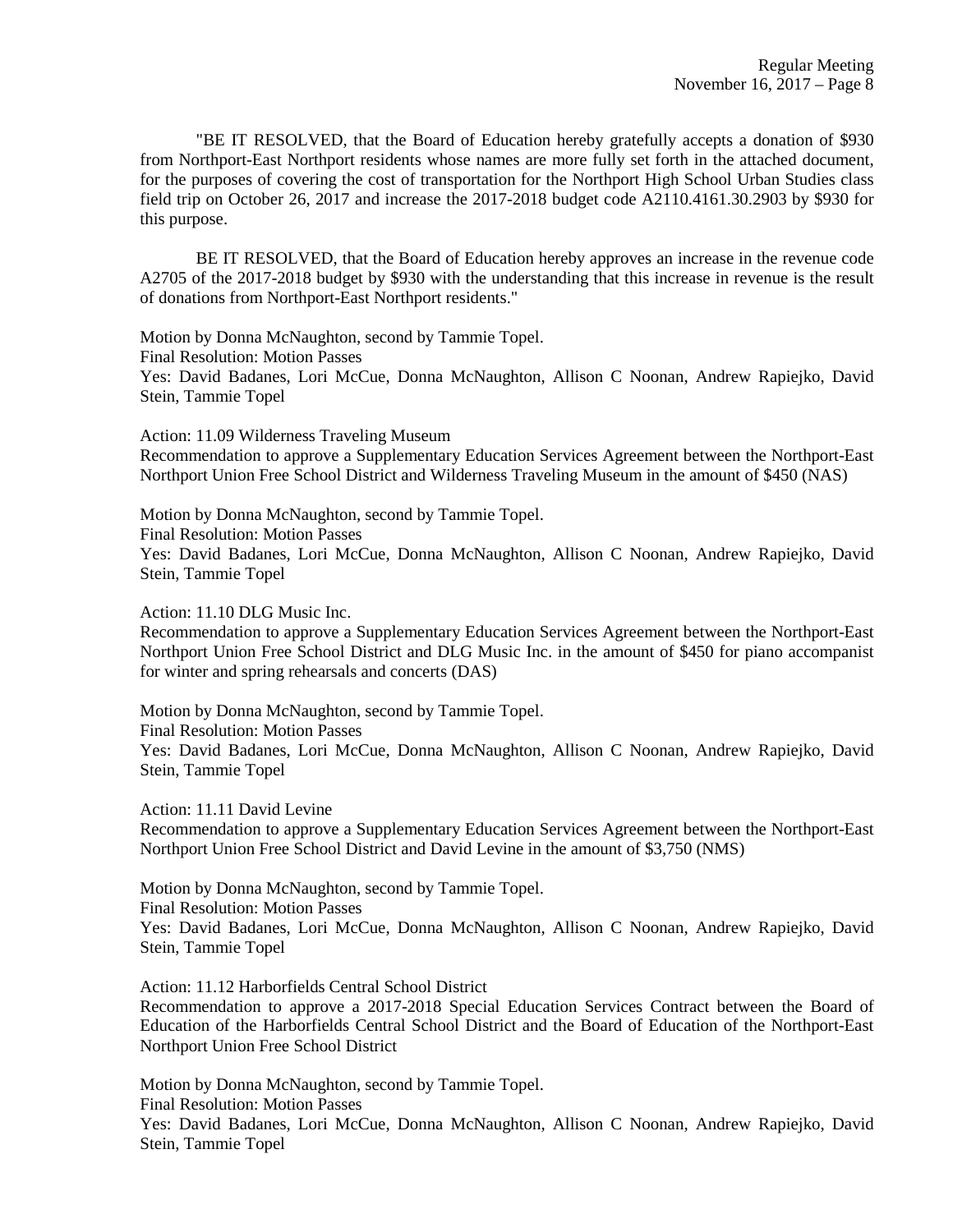"BE IT RESOLVED, that the Board of Education hereby gratefully accepts a donation of $930 from Northport-East Northport residents whose names are more fully set forth in the attached document, for the purposes of covering the cost of transportation for the Northport High School Urban Studies class field trip on October 26, 2017 and increase the 2017-2018 budget code A2110.4161.30.2903 by $930 for this purpose.

BE IT RESOLVED, that the Board of Education hereby approves an increase in the revenue code A2705 of the 2017-2018 budget by $930 with the understanding that this increase in revenue is the result of donations from Northport-East Northport residents."

Motion by Donna McNaughton, second by Tammie Topel.
Final Resolution: Motion Passes
Yes: David Badanes, Lori McCue, Donna McNaughton, Allison C Noonan, Andrew Rapiejko, David Stein, Tammie Topel

Action: 11.09 Wilderness Traveling Museum
Recommendation to approve a Supplementary Education Services Agreement between the Northport-East Northport Union Free School District and Wilderness Traveling Museum in the amount of $450 (NAS)

Motion by Donna McNaughton, second by Tammie Topel.
Final Resolution: Motion Passes
Yes: David Badanes, Lori McCue, Donna McNaughton, Allison C Noonan, Andrew Rapiejko, David Stein, Tammie Topel

Action: 11.10 DLG Music Inc.
Recommendation to approve a Supplementary Education Services Agreement between the Northport-East Northport Union Free School District and DLG Music Inc. in the amount of $450 for piano accompanist for winter and spring rehearsals and concerts (DAS)

Motion by Donna McNaughton, second by Tammie Topel.
Final Resolution: Motion Passes
Yes: David Badanes, Lori McCue, Donna McNaughton, Allison C Noonan, Andrew Rapiejko, David Stein, Tammie Topel

Action: 11.11 David Levine
Recommendation to approve a Supplementary Education Services Agreement between the Northport-East Northport Union Free School District and David Levine in the amount of $3,750 (NMS)

Motion by Donna McNaughton, second by Tammie Topel.
Final Resolution: Motion Passes
Yes: David Badanes, Lori McCue, Donna McNaughton, Allison C Noonan, Andrew Rapiejko, David Stein, Tammie Topel

Action: 11.12 Harborfields Central School District
Recommendation to approve a 2017-2018 Special Education Services Contract between the Board of Education of the Harborfields Central School District and the Board of Education of the Northport-East Northport Union Free School District

Motion by Donna McNaughton, second by Tammie Topel.
Final Resolution: Motion Passes
Yes: David Badanes, Lori McCue, Donna McNaughton, Allison C Noonan, Andrew Rapiejko, David Stein, Tammie Topel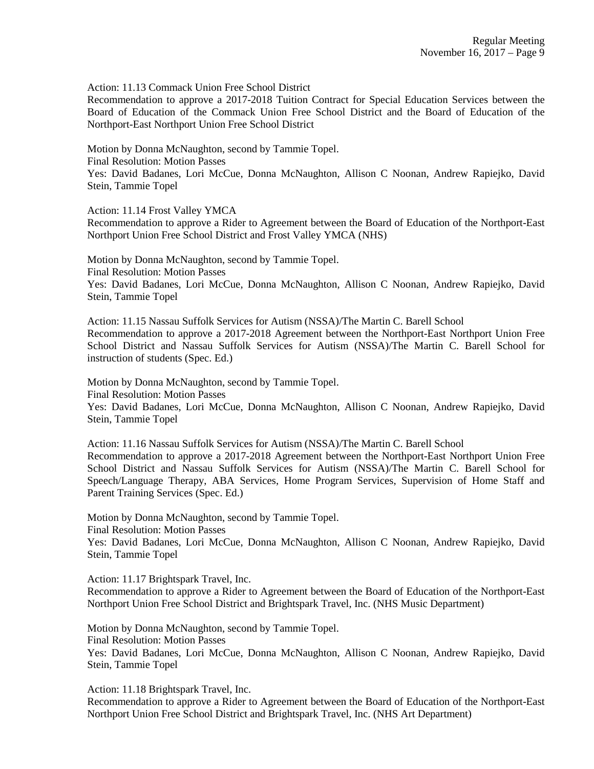Action: 11.13 Commack Union Free School District
Recommendation to approve a 2017-2018 Tuition Contract for Special Education Services between the Board of Education of the Commack Union Free School District and the Board of Education of the Northport-East Northport Union Free School District

Motion by Donna McNaughton, second by Tammie Topel.
Final Resolution: Motion Passes
Yes: David Badanes, Lori McCue, Donna McNaughton, Allison C Noonan, Andrew Rapiejko, David Stein, Tammie Topel

Action: 11.14 Frost Valley YMCA
Recommendation to approve a Rider to Agreement between the Board of Education of the Northport-East Northport Union Free School District and Frost Valley YMCA (NHS)

Motion by Donna McNaughton, second by Tammie Topel.
Final Resolution: Motion Passes
Yes: David Badanes, Lori McCue, Donna McNaughton, Allison C Noonan, Andrew Rapiejko, David Stein, Tammie Topel

Action: 11.15 Nassau Suffolk Services for Autism (NSSA)/The Martin C. Barell School
Recommendation to approve a 2017-2018 Agreement between the Northport-East Northport Union Free School District and Nassau Suffolk Services for Autism (NSSA)/The Martin C. Barell School for instruction of students (Spec. Ed.)

Motion by Donna McNaughton, second by Tammie Topel.
Final Resolution: Motion Passes
Yes: David Badanes, Lori McCue, Donna McNaughton, Allison C Noonan, Andrew Rapiejko, David Stein, Tammie Topel

Action: 11.16 Nassau Suffolk Services for Autism (NSSA)/The Martin C. Barell School
Recommendation to approve a 2017-2018 Agreement between the Northport-East Northport Union Free School District and Nassau Suffolk Services for Autism (NSSA)/The Martin C. Barell School for Speech/Language Therapy, ABA Services, Home Program Services, Supervision of Home Staff and Parent Training Services (Spec. Ed.)

Motion by Donna McNaughton, second by Tammie Topel.
Final Resolution: Motion Passes
Yes: David Badanes, Lori McCue, Donna McNaughton, Allison C Noonan, Andrew Rapiejko, David Stein, Tammie Topel

Action: 11.17 Brightspark Travel, Inc.
Recommendation to approve a Rider to Agreement between the Board of Education of the Northport-East Northport Union Free School District and Brightspark Travel, Inc. (NHS Music Department)

Motion by Donna McNaughton, second by Tammie Topel.
Final Resolution: Motion Passes
Yes: David Badanes, Lori McCue, Donna McNaughton, Allison C Noonan, Andrew Rapiejko, David Stein, Tammie Topel

Action: 11.18 Brightspark Travel, Inc.
Recommendation to approve a Rider to Agreement between the Board of Education of the Northport-East Northport Union Free School District and Brightspark Travel, Inc. (NHS Art Department)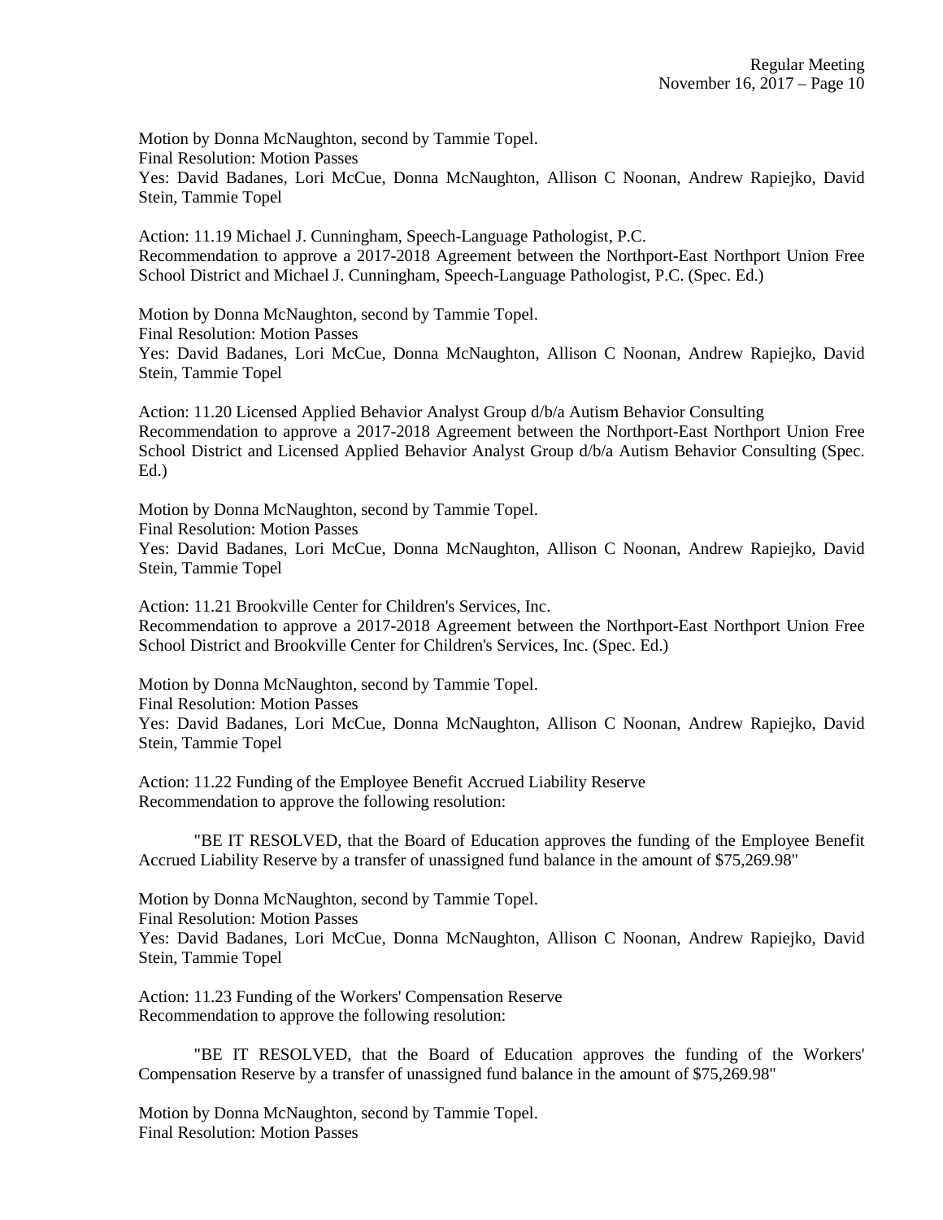Motion by Donna McNaughton, second by Tammie Topel.
Final Resolution: Motion Passes
Yes: David Badanes, Lori McCue, Donna McNaughton, Allison C Noonan, Andrew Rapiejko, David Stein, Tammie Topel

Action: 11.19 Michael J. Cunningham, Speech-Language Pathologist, P.C.
Recommendation to approve a 2017-2018 Agreement between the Northport-East Northport Union Free School District and Michael J. Cunningham, Speech-Language Pathologist, P.C. (Spec. Ed.)

Motion by Donna McNaughton, second by Tammie Topel.
Final Resolution: Motion Passes
Yes: David Badanes, Lori McCue, Donna McNaughton, Allison C Noonan, Andrew Rapiejko, David Stein, Tammie Topel

Action: 11.20 Licensed Applied Behavior Analyst Group d/b/a Autism Behavior Consulting
Recommendation to approve a 2017-2018 Agreement between the Northport-East Northport Union Free School District and Licensed Applied Behavior Analyst Group d/b/a Autism Behavior Consulting (Spec. Ed.)

Motion by Donna McNaughton, second by Tammie Topel.
Final Resolution: Motion Passes
Yes: David Badanes, Lori McCue, Donna McNaughton, Allison C Noonan, Andrew Rapiejko, David Stein, Tammie Topel

Action: 11.21 Brookville Center for Children's Services, Inc.
Recommendation to approve a 2017-2018 Agreement between the Northport-East Northport Union Free School District and Brookville Center for Children's Services, Inc. (Spec. Ed.)

Motion by Donna McNaughton, second by Tammie Topel.
Final Resolution: Motion Passes
Yes: David Badanes, Lori McCue, Donna McNaughton, Allison C Noonan, Andrew Rapiejko, David Stein, Tammie Topel

Action: 11.22 Funding of the Employee Benefit Accrued Liability Reserve
Recommendation to approve the following resolution:

"BE IT RESOLVED, that the Board of Education approves the funding of the Employee Benefit Accrued Liability Reserve by a transfer of unassigned fund balance in the amount of $75,269.98"

Motion by Donna McNaughton, second by Tammie Topel.
Final Resolution: Motion Passes
Yes: David Badanes, Lori McCue, Donna McNaughton, Allison C Noonan, Andrew Rapiejko, David Stein, Tammie Topel

Action: 11.23 Funding of the Workers' Compensation Reserve
Recommendation to approve the following resolution:

"BE IT RESOLVED, that the Board of Education approves the funding of the Workers' Compensation Reserve by a transfer of unassigned fund balance in the amount of $75,269.98"

Motion by Donna McNaughton, second by Tammie Topel.
Final Resolution: Motion Passes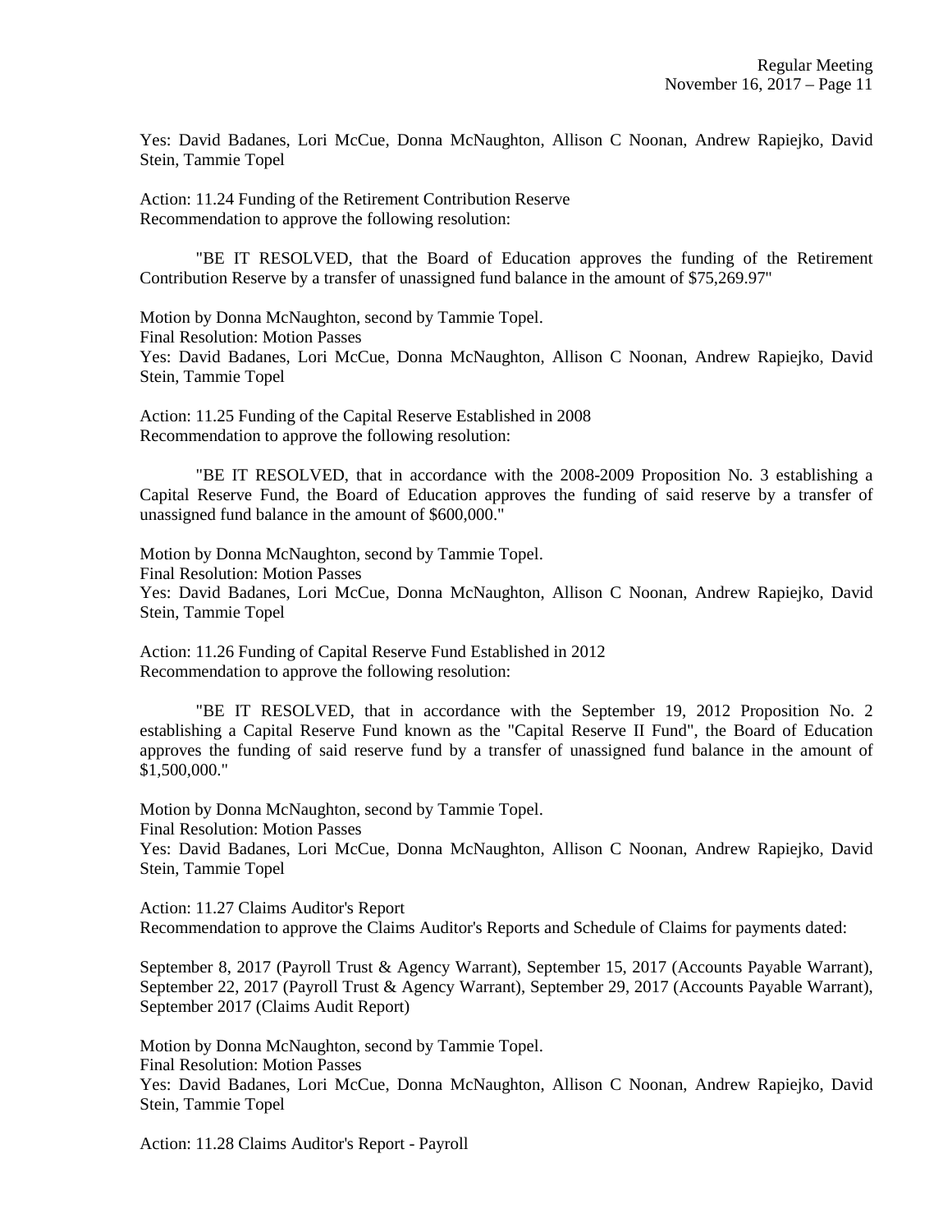Yes: David Badanes, Lori McCue, Donna McNaughton, Allison C Noonan, Andrew Rapiejko, David Stein, Tammie Topel

Action: 11.24 Funding of the Retirement Contribution Reserve
Recommendation to approve the following resolution:

"BE IT RESOLVED, that the Board of Education approves the funding of the Retirement Contribution Reserve by a transfer of unassigned fund balance in the amount of $75,269.97"

Motion by Donna McNaughton, second by Tammie Topel.
Final Resolution: Motion Passes
Yes: David Badanes, Lori McCue, Donna McNaughton, Allison C Noonan, Andrew Rapiejko, David Stein, Tammie Topel

Action: 11.25 Funding of the Capital Reserve Established in 2008
Recommendation to approve the following resolution:

"BE IT RESOLVED, that in accordance with the 2008-2009 Proposition No. 3 establishing a Capital Reserve Fund, the Board of Education approves the funding of said reserve by a transfer of unassigned fund balance in the amount of $600,000."

Motion by Donna McNaughton, second by Tammie Topel.
Final Resolution: Motion Passes
Yes: David Badanes, Lori McCue, Donna McNaughton, Allison C Noonan, Andrew Rapiejko, David Stein, Tammie Topel

Action: 11.26 Funding of Capital Reserve Fund Established in 2012
Recommendation to approve the following resolution:

"BE IT RESOLVED, that in accordance with the September 19, 2012 Proposition No. 2 establishing a Capital Reserve Fund known as the "Capital Reserve II Fund", the Board of Education approves the funding of said reserve fund by a transfer of unassigned fund balance in the amount of $1,500,000."

Motion by Donna McNaughton, second by Tammie Topel.
Final Resolution: Motion Passes
Yes: David Badanes, Lori McCue, Donna McNaughton, Allison C Noonan, Andrew Rapiejko, David Stein, Tammie Topel

Action: 11.27 Claims Auditor's Report
Recommendation to approve the Claims Auditor's Reports and Schedule of Claims for payments dated:

September 8, 2017 (Payroll Trust & Agency Warrant), September 15, 2017 (Accounts Payable Warrant), September 22, 2017 (Payroll Trust & Agency Warrant), September 29, 2017 (Accounts Payable Warrant), September 2017 (Claims Audit Report)

Motion by Donna McNaughton, second by Tammie Topel.
Final Resolution: Motion Passes
Yes: David Badanes, Lori McCue, Donna McNaughton, Allison C Noonan, Andrew Rapiejko, David Stein, Tammie Topel

Action: 11.28 Claims Auditor's Report - Payroll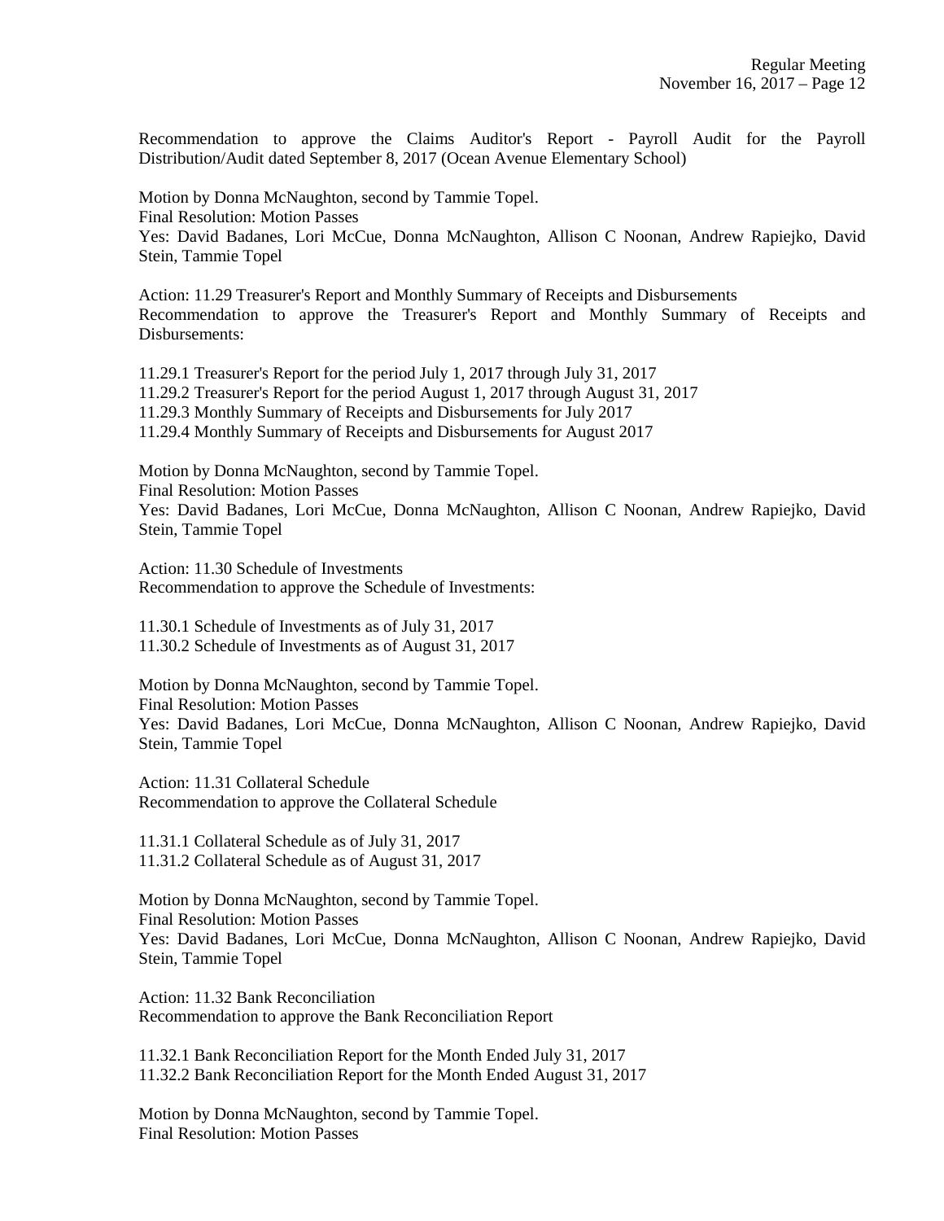Recommendation to approve the Claims Auditor's Report - Payroll Audit for the Payroll Distribution/Audit dated September 8, 2017 (Ocean Avenue Elementary School)

Motion by Donna McNaughton, second by Tammie Topel.
Final Resolution: Motion Passes
Yes: David Badanes, Lori McCue, Donna McNaughton, Allison C Noonan, Andrew Rapiejko, David Stein, Tammie Topel

Action: 11.29 Treasurer's Report and Monthly Summary of Receipts and Disbursements
Recommendation to approve the Treasurer's Report and Monthly Summary of Receipts and Disbursements:

11.29.1 Treasurer's Report for the period July 1, 2017 through July 31, 2017
11.29.2 Treasurer's Report for the period August 1, 2017 through August 31, 2017
11.29.3 Monthly Summary of Receipts and Disbursements for July 2017
11.29.4 Monthly Summary of Receipts and Disbursements for August 2017

Motion by Donna McNaughton, second by Tammie Topel.
Final Resolution: Motion Passes
Yes: David Badanes, Lori McCue, Donna McNaughton, Allison C Noonan, Andrew Rapiejko, David Stein, Tammie Topel

Action: 11.30 Schedule of Investments
Recommendation to approve the Schedule of Investments:

11.30.1 Schedule of Investments as of July 31, 2017
11.30.2 Schedule of Investments as of August 31, 2017

Motion by Donna McNaughton, second by Tammie Topel.
Final Resolution: Motion Passes
Yes: David Badanes, Lori McCue, Donna McNaughton, Allison C Noonan, Andrew Rapiejko, David Stein, Tammie Topel

Action: 11.31 Collateral Schedule
Recommendation to approve the Collateral Schedule

11.31.1 Collateral Schedule as of July 31, 2017
11.31.2 Collateral Schedule as of August 31, 2017

Motion by Donna McNaughton, second by Tammie Topel.
Final Resolution: Motion Passes
Yes: David Badanes, Lori McCue, Donna McNaughton, Allison C Noonan, Andrew Rapiejko, David Stein, Tammie Topel

Action: 11.32 Bank Reconciliation
Recommendation to approve the Bank Reconciliation Report

11.32.1 Bank Reconciliation Report for the Month Ended July 31, 2017
11.32.2 Bank Reconciliation Report for the Month Ended August 31, 2017

Motion by Donna McNaughton, second by Tammie Topel.
Final Resolution: Motion Passes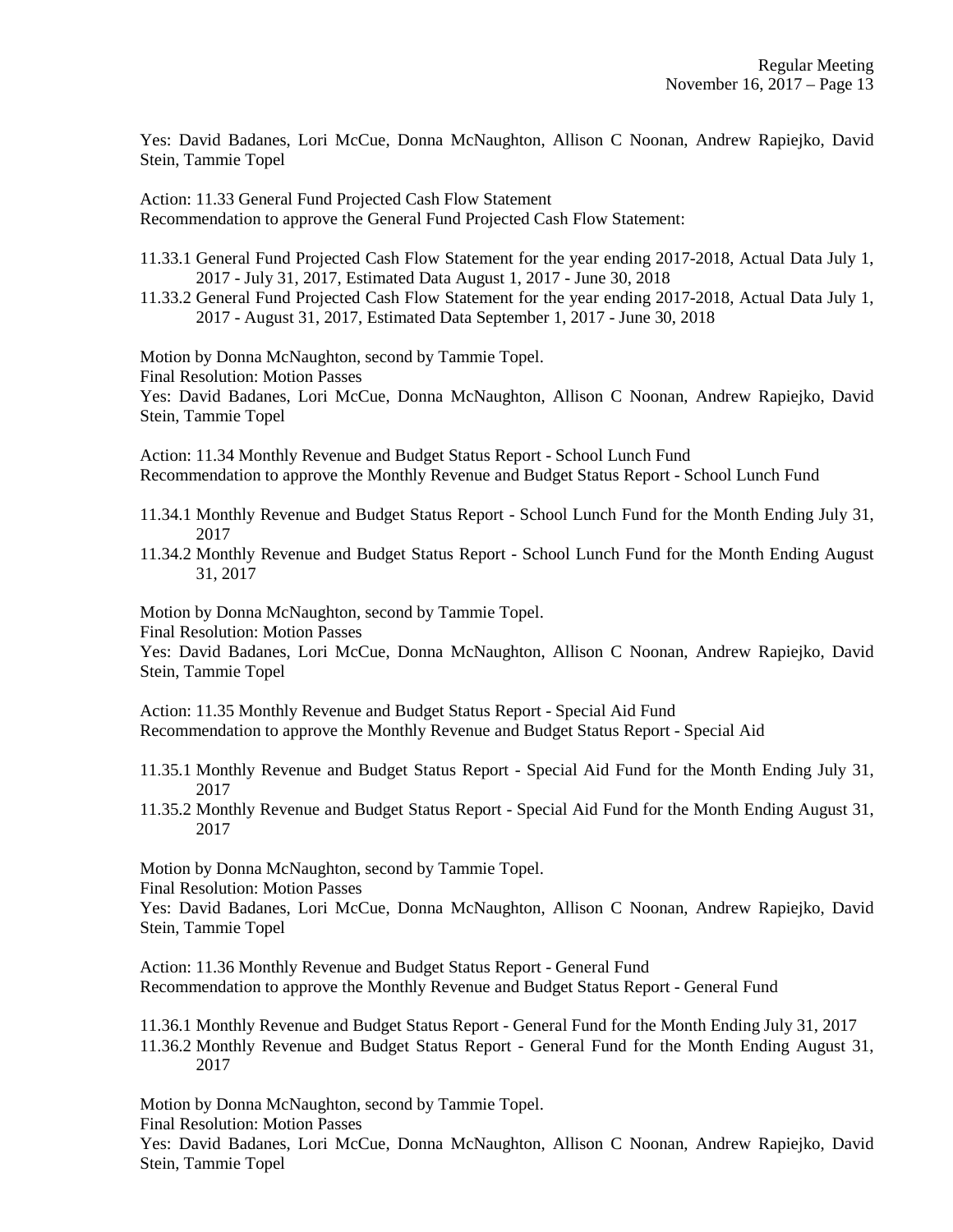Yes: David Badanes, Lori McCue, Donna McNaughton, Allison C Noonan, Andrew Rapiejko, David Stein, Tammie Topel

Action: 11.33 General Fund Projected Cash Flow Statement
Recommendation to approve the General Fund Projected Cash Flow Statement:

11.33.1 General Fund Projected Cash Flow Statement for the year ending 2017-2018, Actual Data July 1, 2017 - July 31, 2017, Estimated Data August 1, 2017 - June 30, 2018
11.33.2 General Fund Projected Cash Flow Statement for the year ending 2017-2018, Actual Data July 1, 2017 - August 31, 2017, Estimated Data September 1, 2017 - June 30, 2018

Motion by Donna McNaughton, second by Tammie Topel.
Final Resolution: Motion Passes
Yes: David Badanes, Lori McCue, Donna McNaughton, Allison C Noonan, Andrew Rapiejko, David Stein, Tammie Topel

Action: 11.34 Monthly Revenue and Budget Status Report - School Lunch Fund
Recommendation to approve the Monthly Revenue and Budget Status Report - School Lunch Fund

11.34.1 Monthly Revenue and Budget Status Report - School Lunch Fund for the Month Ending July 31, 2017
11.34.2 Monthly Revenue and Budget Status Report - School Lunch Fund for the Month Ending August 31, 2017

Motion by Donna McNaughton, second by Tammie Topel.
Final Resolution: Motion Passes
Yes: David Badanes, Lori McCue, Donna McNaughton, Allison C Noonan, Andrew Rapiejko, David Stein, Tammie Topel

Action: 11.35 Monthly Revenue and Budget Status Report - Special Aid Fund
Recommendation to approve the Monthly Revenue and Budget Status Report - Special Aid

11.35.1 Monthly Revenue and Budget Status Report - Special Aid Fund for the Month Ending July 31, 2017
11.35.2 Monthly Revenue and Budget Status Report - Special Aid Fund for the Month Ending August 31, 2017

Motion by Donna McNaughton, second by Tammie Topel.
Final Resolution: Motion Passes
Yes: David Badanes, Lori McCue, Donna McNaughton, Allison C Noonan, Andrew Rapiejko, David Stein, Tammie Topel

Action: 11.36 Monthly Revenue and Budget Status Report - General Fund
Recommendation to approve the Monthly Revenue and Budget Status Report - General Fund

11.36.1 Monthly Revenue and Budget Status Report - General Fund for the Month Ending July 31, 2017
11.36.2 Monthly Revenue and Budget Status Report - General Fund for the Month Ending August 31, 2017

Motion by Donna McNaughton, second by Tammie Topel.
Final Resolution: Motion Passes
Yes: David Badanes, Lori McCue, Donna McNaughton, Allison C Noonan, Andrew Rapiejko, David Stein, Tammie Topel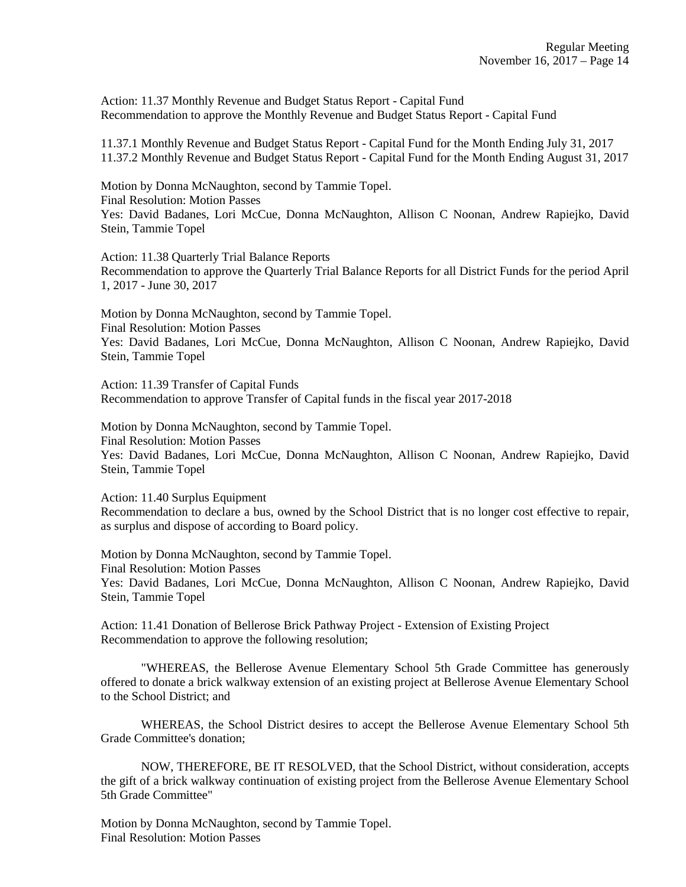Action: 11.37 Monthly Revenue and Budget Status Report - Capital Fund
Recommendation to approve the Monthly Revenue and Budget Status Report - Capital Fund

11.37.1 Monthly Revenue and Budget Status Report - Capital Fund for the Month Ending July 31, 2017
11.37.2 Monthly Revenue and Budget Status Report - Capital Fund for the Month Ending August 31, 2017

Motion by Donna McNaughton, second by Tammie Topel.
Final Resolution: Motion Passes
Yes: David Badanes, Lori McCue, Donna McNaughton, Allison C Noonan, Andrew Rapiejko, David Stein, Tammie Topel

Action: 11.38 Quarterly Trial Balance Reports
Recommendation to approve the Quarterly Trial Balance Reports for all District Funds for the period April 1, 2017 - June 30, 2017

Motion by Donna McNaughton, second by Tammie Topel.
Final Resolution: Motion Passes
Yes: David Badanes, Lori McCue, Donna McNaughton, Allison C Noonan, Andrew Rapiejko, David Stein, Tammie Topel

Action: 11.39 Transfer of Capital Funds
Recommendation to approve Transfer of Capital funds in the fiscal year 2017-2018

Motion by Donna McNaughton, second by Tammie Topel.
Final Resolution: Motion Passes
Yes: David Badanes, Lori McCue, Donna McNaughton, Allison C Noonan, Andrew Rapiejko, David Stein, Tammie Topel

Action: 11.40 Surplus Equipment
Recommendation to declare a bus, owned by the School District that is no longer cost effective to repair, as surplus and dispose of according to Board policy.

Motion by Donna McNaughton, second by Tammie Topel.
Final Resolution: Motion Passes
Yes: David Badanes, Lori McCue, Donna McNaughton, Allison C Noonan, Andrew Rapiejko, David Stein, Tammie Topel

Action: 11.41 Donation of Bellerose Brick Pathway Project - Extension of Existing Project
Recommendation to approve the following resolution;

"WHEREAS, the Bellerose Avenue Elementary School 5th Grade Committee has generously offered to donate a brick walkway extension of an existing project at Bellerose Avenue Elementary School to the School District; and

WHEREAS, the School District desires to accept the Bellerose Avenue Elementary School 5th Grade Committee's donation;

NOW, THEREFORE, BE IT RESOLVED, that the School District, without consideration, accepts the gift of a brick walkway continuation of existing project from the Bellerose Avenue Elementary School 5th Grade Committee"

Motion by Donna McNaughton, second by Tammie Topel.
Final Resolution: Motion Passes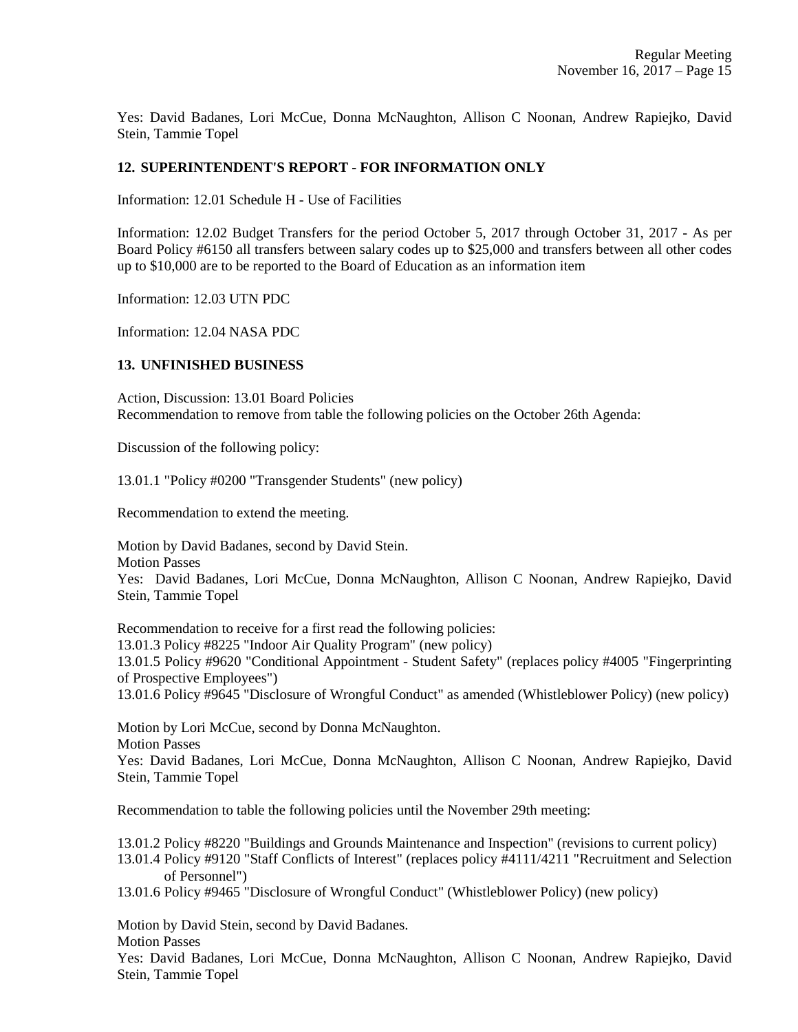Yes: David Badanes, Lori McCue, Donna McNaughton, Allison C Noonan, Andrew Rapiejko, David Stein, Tammie Topel

**12. SUPERINTENDENT'S REPORT - FOR INFORMATION ONLY**

Information: 12.01 Schedule H - Use of Facilities

Information: 12.02 Budget Transfers for the period October 5, 2017 through October 31, 2017 - As per Board Policy #6150 all transfers between salary codes up to $25,000 and transfers between all other codes up to $10,000 are to be reported to the Board of Education as an information item

Information: 12.03 UTN PDC

Information: 12.04 NASA PDC

**13. UNFINISHED BUSINESS**

Action, Discussion: 13.01 Board Policies
Recommendation to remove from table the following policies on the October 26th Agenda:

Discussion of the following policy:

13.01.1 "Policy #0200 "Transgender Students" (new policy)

Recommendation to extend the meeting.

Motion by David Badanes, second by David Stein.
Motion Passes
Yes: David Badanes, Lori McCue, Donna McNaughton, Allison C Noonan, Andrew Rapiejko, David Stein, Tammie Topel

Recommendation to receive for a first read the following policies:
13.01.3 Policy #8225 "Indoor Air Quality Program" (new policy)
13.01.5 Policy #9620 "Conditional Appointment - Student Safety" (replaces policy #4005 "Fingerprinting of Prospective Employees")
13.01.6 Policy #9645 "Disclosure of Wrongful Conduct" as amended (Whistleblower Policy) (new policy)

Motion by Lori McCue, second by Donna McNaughton.
Motion Passes
Yes: David Badanes, Lori McCue, Donna McNaughton, Allison C Noonan, Andrew Rapiejko, David Stein, Tammie Topel

Recommendation to table the following policies until the November 29th meeting:

13.01.2 Policy #8220 "Buildings and Grounds Maintenance and Inspection" (revisions to current policy)
13.01.4 Policy #9120 "Staff Conflicts of Interest" (replaces policy #4111/4211 "Recruitment and Selection of Personnel")
13.01.6 Policy #9465 "Disclosure of Wrongful Conduct" (Whistleblower Policy) (new policy)

Motion by David Stein, second by David Badanes.
Motion Passes
Yes: David Badanes, Lori McCue, Donna McNaughton, Allison C Noonan, Andrew Rapiejko, David Stein, Tammie Topel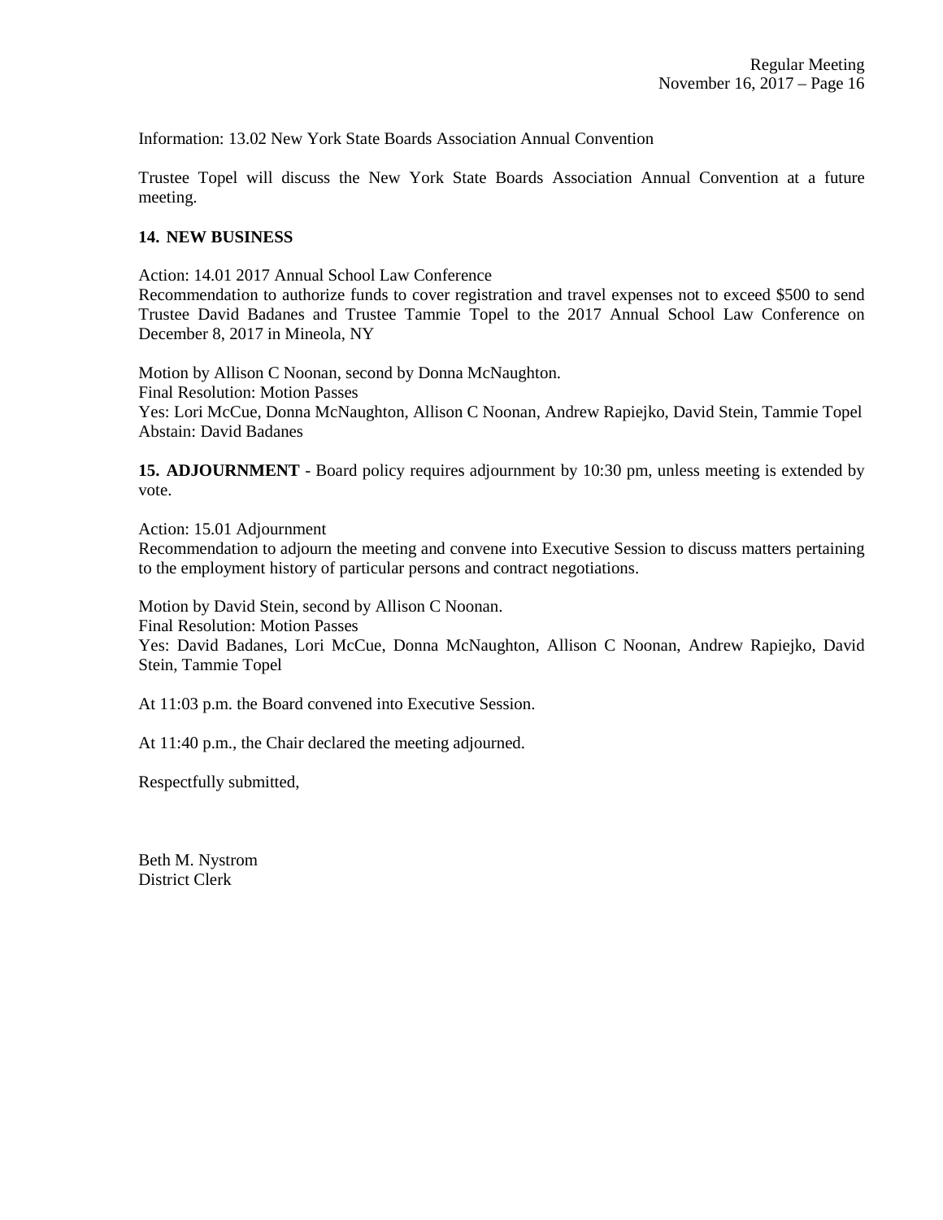Information: 13.02 New York State Boards Association Annual Convention

Trustee Topel will discuss the New York State Boards Association Annual Convention at a future meeting.

**14. NEW BUSINESS**

Action: 14.01 2017 Annual School Law Conference
Recommendation to authorize funds to cover registration and travel expenses not to exceed $500 to send Trustee David Badanes and Trustee Tammie Topel to the 2017 Annual School Law Conference on December 8, 2017 in Mineola, NY

Motion by Allison C Noonan, second by Donna McNaughton.
Final Resolution: Motion Passes
Yes: Lori McCue, Donna McNaughton, Allison C Noonan, Andrew Rapiejko, David Stein, Tammie Topel
Abstain: David Badanes

**15. ADJOURNMENT** - Board policy requires adjournment by 10:30 pm, unless meeting is extended by vote.

Action: 15.01 Adjournment
Recommendation to adjourn the meeting and convene into Executive Session to discuss matters pertaining to the employment history of particular persons and contract negotiations.

Motion by David Stein, second by Allison C Noonan.
Final Resolution: Motion Passes
Yes: David Badanes, Lori McCue, Donna McNaughton, Allison C Noonan, Andrew Rapiejko, David Stein, Tammie Topel

At 11:03 p.m. the Board convened into Executive Session.

At 11:40 p.m., the Chair declared the meeting adjourned.

Respectfully submitted,

Beth M. Nystrom
District Clerk